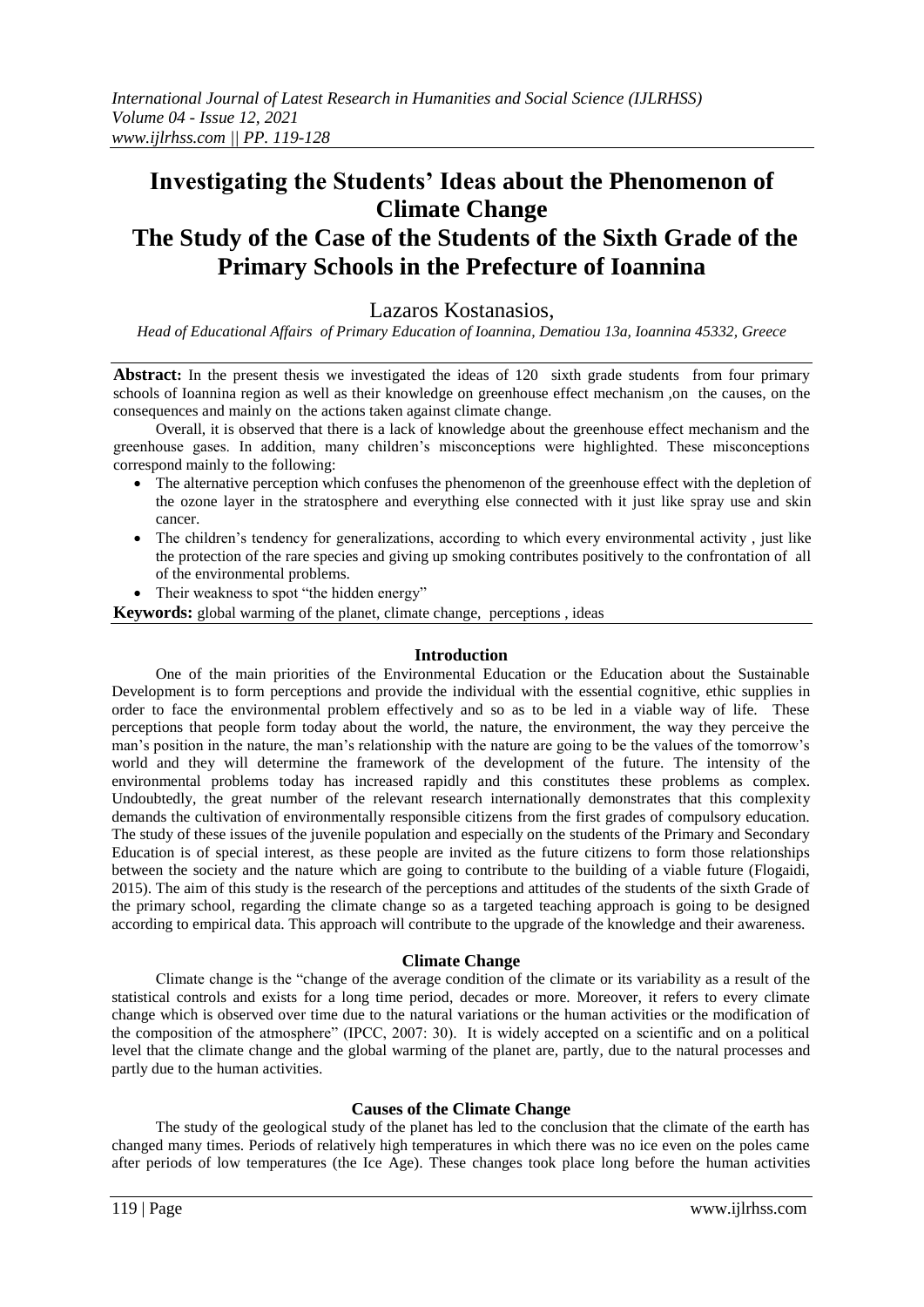# Investigating the Students' Ideas about the Phenomenon of Climate Change

## The Study of the Case of the Students of the Sixth Grade of the Primary Schools in the Prefecture of Ioannina

Lazaros Kostanasios,

*Head of Educational Affairs of Primary Education of Ioannina, Dematiou 13a, Ioannina 45332, Greece*

**Abstract:** In the present thesis we investigated the ideas of 120 sixth grade students from four primary schools of Ioannina region as well as their knowledge on greenhouse effect mechanism ,on the causes, on the consequences and mainly on the actions taken against climate change.

Overall, it is observed that there is a lack of knowledge about the greenhouse effect mechanism and the greenhouse gases. In addition, many children's misconceptions were highlighted. These misconceptions correspond mainly to the following:

- The alternative perception which confuses the phenomenon of the greenhouse effect with the depletion of the ozone layer in the stratosphere and everything else connected with it just like spray use and skin cancer.
- The children's tendency for generalizations, according to which every environmental activity , just like the protection of the rare species and giving up smoking contributes positively to the confrontation of all of the environmental problems.
- Their weakness to spot "the hidden energy"

**Keywords:** global warming of the planet, climate change, perceptions , ideas

### Introduction

One of the main priorities of the Environmental Education or the Education about the Sustainable Development is to form perceptions and provide the individual with the essential cognitive, ethic supplies in order to face the environmental problem effectively and so as to be led in a viable way of life. These perceptions that people form today about the world, the nature, the environment, the way they perceive the man's position in the nature, the man's relationship with the nature are going to be the values of the tomorrow's world and they will determine the framework of the development of the future. The intensity of the environmental problems today has increased rapidly and this constitutes these problems as complex. Undoubtedly, the great number of the relevant research internationally demonstrates that this complexity demands the cultivation of environmentally responsible citizens from the first grades of compulsory education. The study of these issues of the juvenile population and especially on the students of the Primary and Secondary Education is of special interest, as these people are invited as the future citizens to form those relationships between the society and the nature which are going to contribute to the building of a viable future (Flogaidi, 2015). The aim of this study is the research of the perceptions and attitudes of the students of the sixth Grade of the primary school, regarding the climate change so as a targeted teaching approach is going to be designed according to empirical data. This approach will contribute to the upgrade of the knowledge and their awareness.

### Climate Change

Climate change is the "change of the average condition of the climate or its variability as a result of the statistical controls and exists for a long time period, decades or more. Moreover, it refers to every climate change which is observed over time due to the natural variations or the human activities or the modification of the composition of the atmosphere" (IPCC, 2007: 30). It is widely accepted on a scientific and on a political level that the climate change and the global warming of the planet are, partly, due to the natural processes and partly due to the human activities.

### Causes of the Climate Change

The study of the geological study of the planet has led to the conclusion that the climate of the earth has changed many times. Periods of relatively high temperatures in which there was no ice even on the poles came after periods of low temperatures (the Ice Age). These changes took place long before the human activities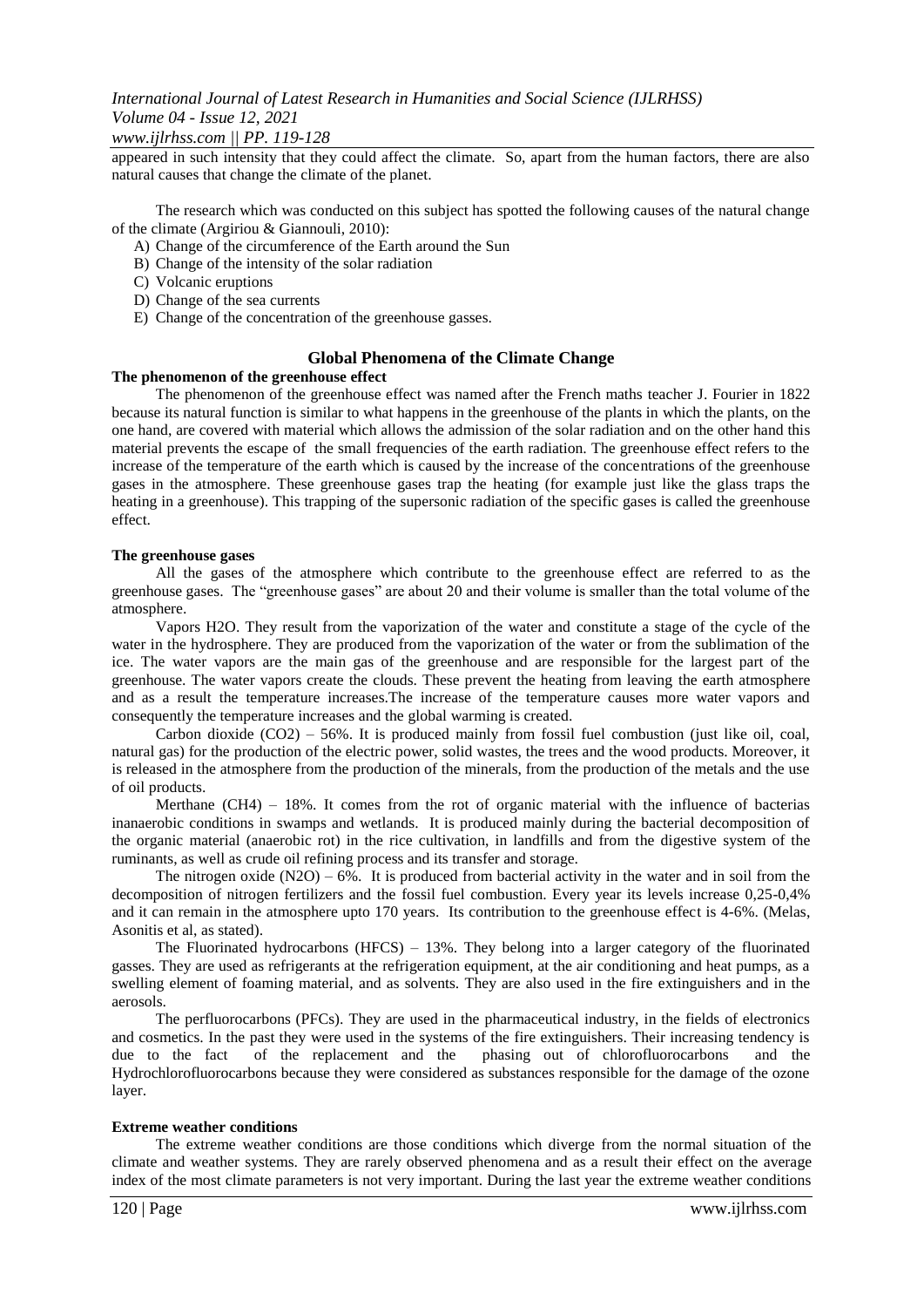appeared in such intensity that they could affect the climate. So, apart from the human factors, there are also natural causes that change the climate of the planet.

The research which was conducted on this subject has spotted the following causes of the natural change of the climate (Argiriou & Giannouli, 2010):

A) Change of the circumference of the Earth around the Sun
B) Change of the intensity of the solar radiation
C) Volcanic eruptions
D) Change of the sea currents
E) Change of the concentration of the greenhouse gasses.

## Global Phenomena of the Climate Change

### The phenomenon of the greenhouse effect

The phenomenon of the greenhouse effect was named after the French maths teacher J. Fourier in 1822 because its natural function is similar to what happens in the greenhouse of the plants in which the plants, on the one hand, are covered with material which allows the admission of the solar radiation and on the other hand this material prevents the escape of the small frequencies of the earth radiation. The greenhouse effect refers to the increase of the temperature of the earth which is caused by the increase of the concentrations of the greenhouse gases in the atmosphere. These greenhouse gases trap the heating (for example just like the glass traps the heating in a greenhouse). This trapping of the supersonic radiation of the specific gases is called the greenhouse effect.

### The greenhouse gases

All the gases of the atmosphere which contribute to the greenhouse effect are referred to as the greenhouse gases. The "greenhouse gases" are about 20 and their volume is smaller than the total volume of the atmosphere.

Vapors $H_2O$. They result from the vaporization of the water and constitute a stage of the cycle of the water in the hydrosphere. They are produced from the vaporization of the water or from the sublimation of the ice. The water vapors are the main gas of the greenhouse and are responsible for the largest part of the greenhouse. The water vapors create the clouds. These prevent the heating from leaving the earth atmosphere and as a result the temperature increases.The increase of the temperature causes more water vapors and consequently the temperature increases and the global warming is created.

Carbon dioxide ($CO_2$) – 56%. It is produced mainly from fossil fuel combustion (just like oil, coal, natural gas) for the production of the electric power, solid wastes, the trees and the wood products. Moreover, it is released in the atmosphere from the production of the minerals, from the production of the metals and the use of oil products.

Merthane ($CH_4$) – 18%. It comes from the rot of organic material with the influence of bacterias inanaerobic conditions in swamps and wetlands. It is produced mainly during the bacterial decomposition of the organic material (anaerobic rot) in the rice cultivation, in landfills and from the digestive system of the ruminants, as well as crude oil refining process and its transfer and storage.

The nitrogen oxide ($N_2O$) – 6%. It is produced from bacterial activity in the water and in soil from the decomposition of nitrogen fertilizers and the fossil fuel combustion. Every year its levels increase 0,25-0,4% and it can remain in the atmosphere upto 170 years. Its contribution to the greenhouse effect is 4-6%. (Melas, Asonitis et al, as stated).

The Fluorinated hydrocarbons (HFCS) – 13%. They belong into a larger category of the fluorinated gasses. They are used as refrigerants at the refrigeration equipment, at the air conditioning and heat pumps, as a swelling element of foaming material, and as solvents. They are also used in the fire extinguishers and in the aerosols.

The perfluorocarbons (PFCs). They are used in the pharmaceutical industry, in the fields of electronics and cosmetics. In the past they were used in the systems of the fire extinguishers. Their increasing tendency is due to the fact of the replacement and the phasing out of chlorofluorocarbons and the Hydrochlorofluorocarbons because they were considered as substances responsible for the damage of the ozone layer.

### Extreme weather conditions

The extreme weather conditions are those conditions which diverge from the normal situation of the climate and weather systems. They are rarely observed phenomena and as a result their effect on the average index of the most climate parameters is not very important. During the last year the extreme weather conditions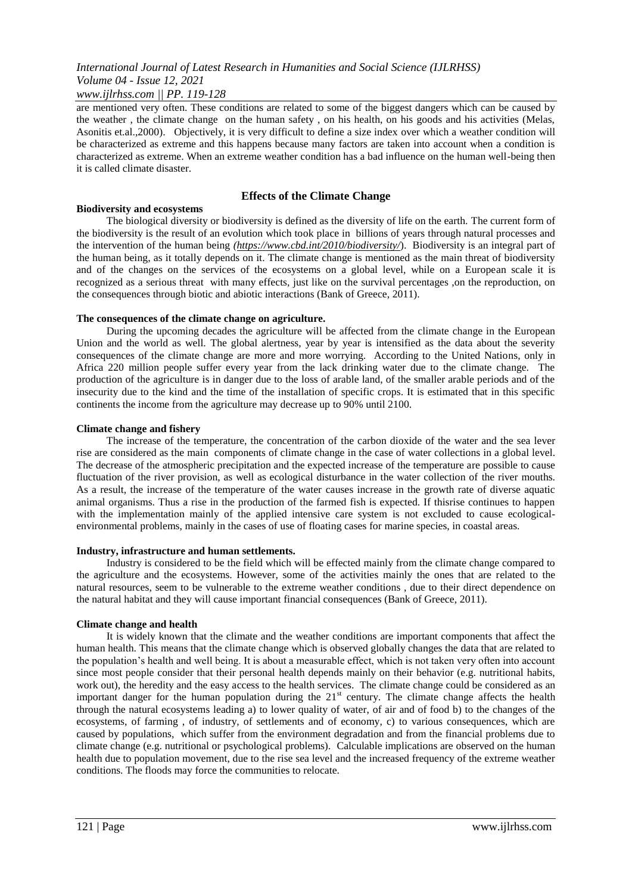are mentioned very often. These conditions are related to some of the biggest dangers which can be caused by the weather , the climate change on the human safety , on his health, on his goods and his activities (Melas, Asonitis et.al.,2000). Objectively, it is very difficult to define a size index over which a weather condition will be characterized as extreme and this happens because many factors are taken into account when a condition is characterized as extreme. When an extreme weather condition has a bad influence on the human well-being then it is called climate disaster.

## Effects of the Climate Change

### Biodiversity and ecosystems

The biological diversity or biodiversity is defined as the diversity of life on the earth. The current form of the biodiversity is the result of an evolution which took place in billions of years through natural processes and the intervention of the human being *(https://www.cbd.int/2010/biodiversity/)*. Biodiversity is an integral part of the human being, as it totally depends on it. The climate change is mentioned as the main threat of biodiversity and of the changes on the services of the ecosystems on a global level, while on a European scale it is recognized as a serious threat with many effects, just like on the survival percentages ,on the reproduction, on the consequences through biotic and abiotic interactions (Bank of Greece, 2011).

### The consequences of the climate change on agriculture.

During the upcoming decades the agriculture will be affected from the climate change in the European Union and the world as well. The global alertness, year by year is intensified as the data about the severity consequences of the climate change are more and more worrying. According to the United Nations, only in Africa 220 million people suffer every year from the lack drinking water due to the climate change. The production of the agriculture is in danger due to the loss of arable land, of the smaller arable periods and of the insecurity due to the kind and the time of the installation of specific crops. It is estimated that in this specific continents the income from the agriculture may decrease up to 90% until 2100.

### Climate change and fishery

The increase of the temperature, the concentration of the carbon dioxide of the water and the sea lever rise are considered as the main components of climate change in the case of water collections in a global level. The decrease of the atmospheric precipitation and the expected increase of the temperature are possible to cause fluctuation of the river provision, as well as ecological disturbance in the water collection of the river mouths. As a result, the increase of the temperature of the water causes increase in the growth rate of diverse aquatic animal organisms. Thus a rise in the production of the farmed fish is expected. If thisrise continues to happen with the implementation mainly of the applied intensive care system is not excluded to cause ecological-environmental problems, mainly in the cases of use of floating cases for marine species, in coastal areas.

### Industry, infrastructure and human settlements.

Industry is considered to be the field which will be effected mainly from the climate change compared to the agriculture and the ecosystems. However, some of the activities mainly the ones that are related to the natural resources, seem to be vulnerable to the extreme weather conditions , due to their direct dependence on the natural habitat and they will cause important financial consequences (Bank of Greece, 2011).

### Climate change and health

It is widely known that the climate and the weather conditions are important components that affect the human health. This means that the climate change which is observed globally changes the data that are related to the population's health and well being. It is about a measurable effect, which is not taken very often into account since most people consider that their personal health depends mainly on their behavior (e.g. nutritional habits, work out), the heredity and the easy access to the health services. The climate change could be considered as an important danger for the human population during the 21st century. The climate change affects the health through the natural ecosystems leading a) to lower quality of water, of air and of food b) to the changes of the ecosystems, of farming , of industry, of settlements and of economy, c) to various consequences, which are caused by populations, which suffer from the environment degradation and from the financial problems due to climate change (e.g. nutritional or psychological problems). Calculable implications are observed on the human health due to population movement, due to the rise sea level and the increased frequency of the extreme weather conditions. The floods may force the communities to relocate.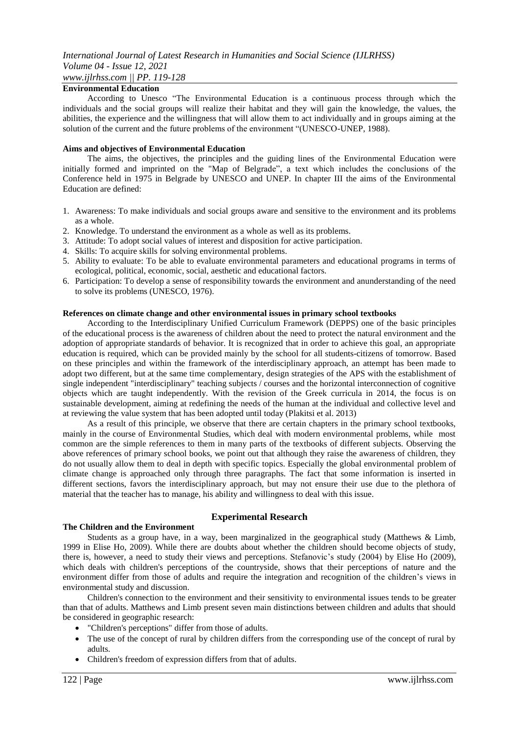**Environmental Education**

According to Unesco "The Environmental Education is a continuous process through which the individuals and the social groups will realize their habitat and they will gain the knowledge, the values, the abilities, the experience and the willingness that will allow them to act individually and in groups aiming at the solution of the current and the future problems of the environment "(UNESCO-UNEP, 1988).

**Aims and objectives of Environmental Education**

The aims, the objectives, the principles and the guiding lines of the Environmental Education were initially formed and imprinted on the "Map of Belgrade", a text which includes the conclusions of the Conference held in 1975 in Belgrade by UNESCO and UNEP. In chapter III the aims of the Environmental Education are defined:

1. Awareness: To make individuals and social groups aware and sensitive to the environment and its problems as a whole.
2. Knowledge. To understand the environment as a whole as well as its problems.
3. Attitude: To adopt social values of interest and disposition for active participation.
4. Skills: To acquire skills for solving environmental problems.
5. Ability to evaluate: To be able to evaluate environmental parameters and educational programs in terms of ecological, political, economic, social, aesthetic and educational factors.
6. Participation: To develop a sense of responsibility towards the environment and anunderstanding of the need to solve its problems (UNESCO, 1976).

**References on climate change and other environmental issues in primary school textbooks**

According to the Interdisciplinary Unified Curriculum Framework (DEPPS) one of the basic principles of the educational process is the awareness of children about the need to protect the natural environment and the adoption of appropriate standards of behavior. It is recognized that in order to achieve this goal, an appropriate education is required, which can be provided mainly by the school for all students-citizens of tomorrow. Based on these principles and within the framework of the interdisciplinary approach, an attempt has been made to adopt two different, but at the same time complementary, design strategies of the APS with the establishment of single independent "interdisciplinary" teaching subjects / courses and the horizontal interconnection of cognitive objects which are taught independently. With the revision of the Greek curricula in 2014, the focus is on sustainable development, aiming at redefining the needs of the human at the individual and collective level and at reviewing the value system that has been adopted until today (Plakitsi et al. 2013)

As a result of this principle, we observe that there are certain chapters in the primary school textbooks, mainly in the course of Environmental Studies, which deal with modern environmental problems, while most common are the simple references to them in many parts of the textbooks of different subjects. Observing the above references of primary school books, we point out that although they raise the awareness of children, they do not usually allow them to deal in depth with specific topics. Especially the global environmental problem of climate change is approached only through three paragraphs. The fact that some information is inserted in different sections, favors the interdisciplinary approach, but may not ensure their use due to the plethora of material that the teacher has to manage, his ability and willingness to deal with this issue.

## Experimental Research

**The Children and the Environment**

Students as a group have, in a way, been marginalized in the geographical study (Matthews & Limb, 1999 in Elise Ho, 2009). While there are doubts about whether the children should become objects of study, there is, however, a need to study their views and perceptions. Stefanovic's study (2004) by Elise Ho (2009), which deals with children's perceptions of the countryside, shows that their perceptions of nature and the environment differ from those of adults and require the integration and recognition of the children's views in environmental study and discussion.

Children's connection to the environment and their sensitivity to environmental issues tends to be greater than that of adults. Matthews and Limb present seven main distinctions between children and adults that should be considered in geographic research:

- "Children's perceptions" differ from those of adults.
- The use of the concept of rural by children differs from the corresponding use of the concept of rural by adults.
- Children's freedom of expression differs from that of adults.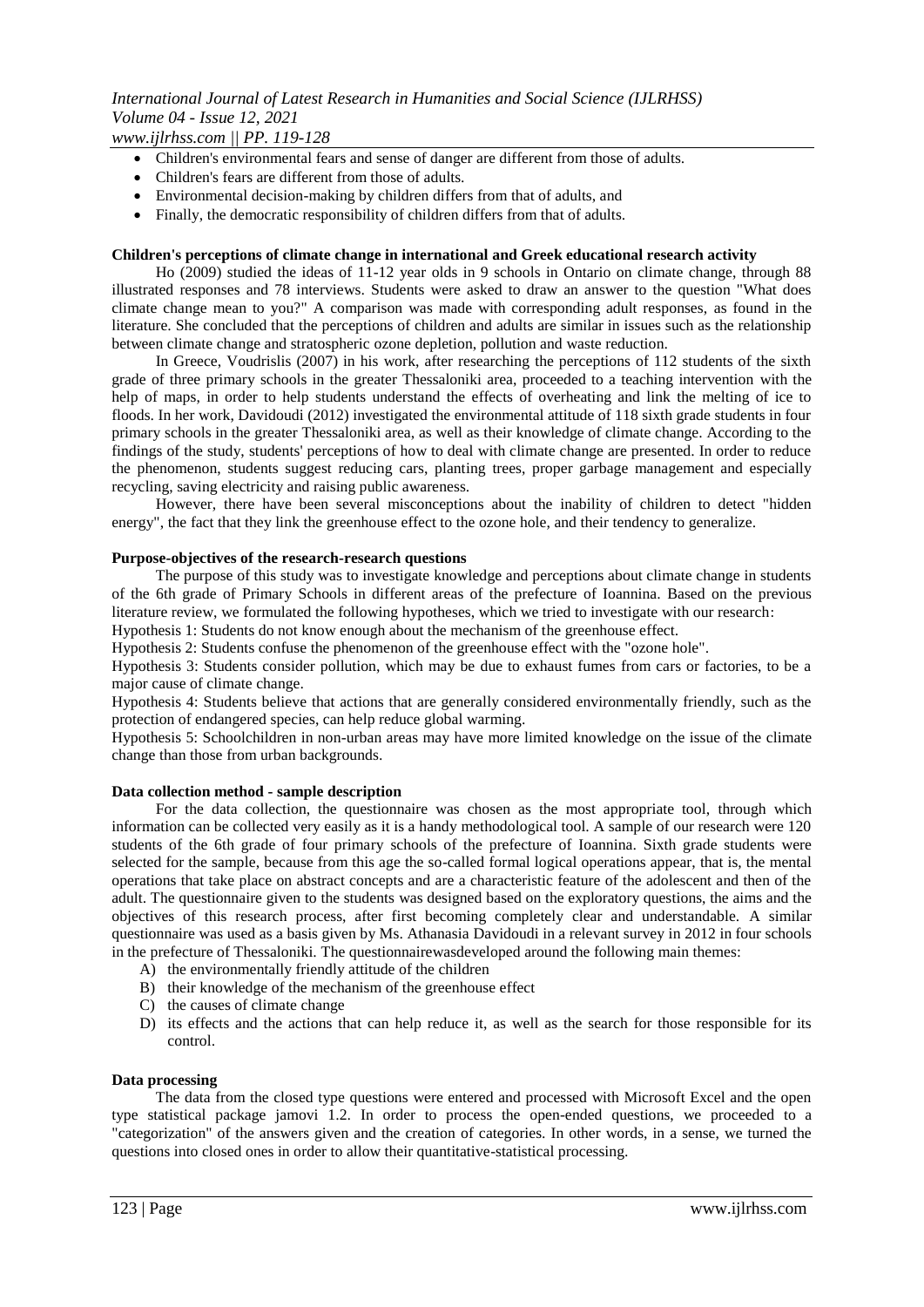- Children's environmental fears and sense of danger are different from those of adults.
- Children's fears are different from those of adults.
- Environmental decision-making by children differs from that of adults, and
- Finally, the democratic responsibility of children differs from that of adults.

**Children's perceptions of climate change in international and Greek educational research activity**

Ho (2009) studied the ideas of 11-12 year olds in 9 schools in Ontario on climate change, through 88 illustrated responses and 78 interviews. Students were asked to draw an answer to the question "What does climate change mean to you?" A comparison was made with corresponding adult responses, as found in the literature. She concluded that the perceptions of children and adults are similar in issues such as the relationship between climate change and stratospheric ozone depletion, pollution and waste reduction.

In Greece, Voudrislis (2007) in his work, after researching the perceptions of 112 students of the sixth grade of three primary schools in the greater Thessaloniki area, proceeded to a teaching intervention with the help of maps, in order to help students understand the effects of overheating and link the melting of ice to floods. In her work, Davidoudi (2012) investigated the environmental attitude of 118 sixth grade students in four primary schools in the greater Thessaloniki area, as well as their knowledge of climate change. According to the findings of the study, students' perceptions of how to deal with climate change are presented. In order to reduce the phenomenon, students suggest reducing cars, planting trees, proper garbage management and especially recycling, saving electricity and raising public awareness.

However, there have been several misconceptions about the inability of children to detect "hidden energy", the fact that they link the greenhouse effect to the ozone hole, and their tendency to generalize.

**Purpose-objectives of the research-research questions**

The purpose of this study was to investigate knowledge and perceptions about climate change in students of the 6th grade of Primary Schools in different areas of the prefecture of Ioannina. Based on the previous literature review, we formulated the following hypotheses, which we tried to investigate with our research:

Hypothesis 1: Students do not know enough about the mechanism of the greenhouse effect.

Hypothesis 2: Students confuse the phenomenon of the greenhouse effect with the "ozone hole".

Hypothesis 3: Students consider pollution, which may be due to exhaust fumes from cars or factories, to be a major cause of climate change.

Hypothesis 4: Students believe that actions that are generally considered environmentally friendly, such as the protection of endangered species, can help reduce global warming.

Hypothesis 5: Schoolchildren in non-urban areas may have more limited knowledge on the issue of the climate change than those from urban backgrounds.

**Data collection method - sample description**

For the data collection, the questionnaire was chosen as the most appropriate tool, through which information can be collected very easily as it is a handy methodological tool. A sample of our research were 120 students of the 6th grade of four primary schools of the prefecture of Ioannina. Sixth grade students were selected for the sample, because from this age the so-called formal logical operations appear, that is, the mental operations that take place on abstract concepts and are a characteristic feature of the adolescent and then of the adult. The questionnaire given to the students was designed based on the exploratory questions, the aims and the objectives of this research process, after first becoming completely clear and understandable. A similar questionnaire was used as a basis given by Ms. Athanasia Davidoudi in a relevant survey in 2012 in four schools in the prefecture of Thessaloniki. The questionnairewasdeveloped around the following main themes:

A) the environmentally friendly attitude of the children
B) their knowledge of the mechanism of the greenhouse effect
C) the causes of climate change
D) its effects and the actions that can help reduce it, as well as the search for those responsible for its control.

**Data processing**

The data from the closed type questions were entered and processed with Microsoft Excel and the open type statistical package jamovi 1.2. In order to process the open-ended questions, we proceeded to a "categorization" of the answers given and the creation of categories. In other words, in a sense, we turned the questions into closed ones in order to allow their quantitative-statistical processing.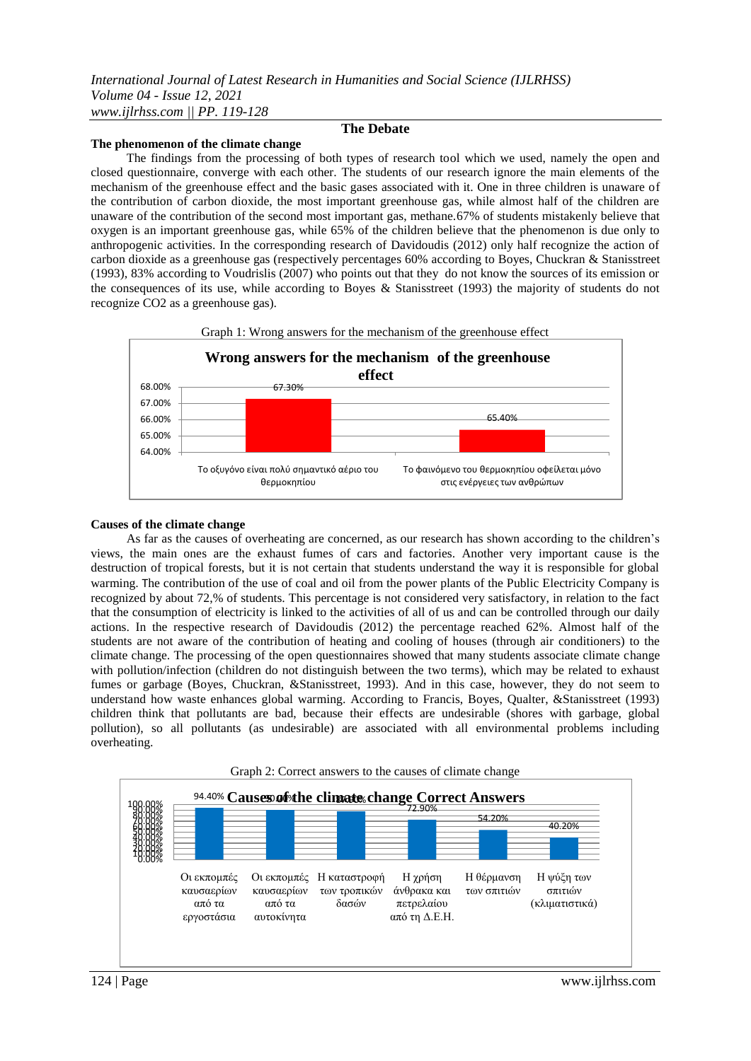## The Debate

### The phenomenon of the climate change

The findings from the processing of both types of research tool which we used, namely the open and closed questionnaire, converge with each other. The students of our research ignore the main elements of the mechanism of the greenhouse effect and the basic gases associated with it. One in three children is unaware of the contribution of carbon dioxide, the most important greenhouse gas, while almost half of the children are unaware of the contribution of the second most important gas, methane.67% of students mistakenly believe that oxygen is an important greenhouse gas, while 65% of the children believe that the phenomenon is due only to anthropogenic activities. In the corresponding research of Davidoudis (2012) only half recognize the action of carbon dioxide as a greenhouse gas (respectively percentages 60% according to Boyes, Chuckran & Stanisstreet (1993), 83% according to Voudrislis (2007) who points out that they do not know the sources of its emission or the consequences of its use, while according to Boyes & Stanisstreet (1993) the majority of students do not recognize CO2 as a greenhouse gas).

Graph 1: Wrong answers for the mechanism of the greenhouse effect

**Wrong answers for the mechanism of the greenhouse effect**

| | Wrong answers |
|---|---|
| Το οξυγόνο είναι πολύ σημαντικό αέριο του θερμοκηπίου | 67.30% |
| Το φαινόμενο του θερμοκηπίου οφείλεται μόνο στις ενέργειες των ανθρώπων | 65.40% |

### Causes of the climate change

As far as the causes of overheating are concerned, as our research has shown according to the children's views, the main ones are the exhaust fumes of cars and factories. Another very important cause is the destruction of tropical forests, but it is not certain that students understand the way it is responsible for global warming. The contribution of the use of coal and oil from the power plants of the Public Electricity Company is recognized by about 72,% of students. This percentage is not considered very satisfactory, in relation to the fact that the consumption of electricity is linked to the activities of all of us and can be controlled through our daily actions. In the respective research of Davidoudis (2012) the percentage reached 62%. Almost half of the students are not aware of the contribution of heating and cooling of houses (through air conditioners) to the climate change. The processing of the open questionnaires showed that many students associate climate change with pollution/infection (children do not distinguish between the two terms), which may be related to exhaust fumes or garbage (Boyes, Chuckran, &Stanisstreet, 1993). And in this case, however, they do not seem to understand how waste enhances global warming. According to Francis, Boyes, Qualter, &Stanisstreet (1993) children think that pollutants are bad, because their effects are undesirable (shores with garbage, global pollution), so all pollutants (as undesirable) are associated with all environmental problems including overheating.

Graph 2: Correct answers to the causes of climate change

**Causes of the climate change Correct Answers**

| | Correct answers |
|---|---|
| Οι εκπομπές καυσαερίων από τα εργοστάσια | 94.40% |
| Οι εκπομπές καυσαερίων από τα αυτοκίνητα | 90.60% |
| Η καταστροφή των τροπικών δασών | 88.60% |
| Η χρήση άνθρακα και πετρελαίου από τη Δ.Ε.Η. | 72.90% |
| Η θέρμανση των σπιτιών | 54.20% |
| Η ψύξη των σπιτιών (κλιματιστικά) | 40.20% |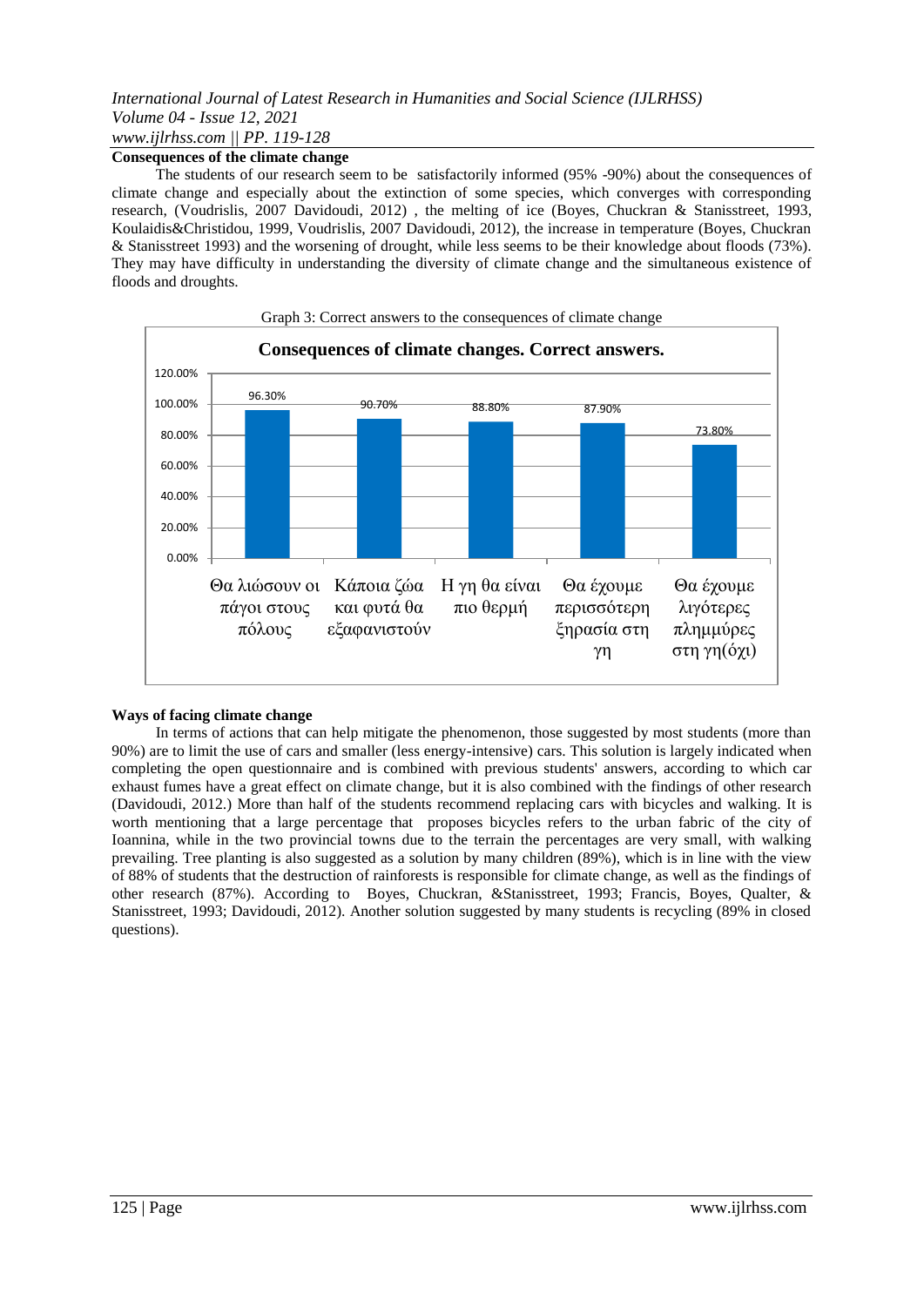**Consequences of the climate change**

The students of our research seem to be satisfactorily informed (95% -90%) about the consequences of climate change and especially about the extinction of some species, which converges with corresponding research, (Voudrislis, 2007 Davidoudi, 2012) , the melting of ice (Boyes, Chuckran & Stanisstreet, 1993, Koulaidis&Christidou, 1999, Voudrislis, 2007 Davidoudi, 2012), the increase in temperature (Boyes, Chuckran & Stanisstreet 1993) and the worsening of drought, while less seems to be their knowledge about floods (73%). They may have difficulty in understanding the diversity of climate change and the simultaneous existence of floods and droughts.

Graph 3: Correct answers to the consequences of climate change

**Consequences of climate changes. Correct answers.**

| Θα λιώσουν οι πάγοι στους πόλους | Κάποια ζώα και φυτά θα εξαφανιστούν | Η γη θα είναι πιο θερμή | Θα έχουμε περισσότερη ξηρασία στη γη | Θα έχουμε λιγότερες πλημμύρες στη γη(όχι) |
|---|---|---|---|---|
| 96.30% | 90.70% | 88.80% | 87.90% | 73.80% |

**Ways of facing climate change**

In terms of actions that can help mitigate the phenomenon, those suggested by most students (more than 90%) are to limit the use of cars and smaller (less energy-intensive) cars. This solution is largely indicated when completing the open questionnaire and is combined with previous students' answers, according to which car exhaust fumes have a great effect on climate change, but it is also combined with the findings of other research (Davidoudi, 2012.) More than half of the students recommend replacing cars with bicycles and walking. It is worth mentioning that a large percentage that proposes bicycles refers to the urban fabric of the city of Ioannina, while in the two provincial towns due to the terrain the percentages are very small, with walking prevailing. Tree planting is also suggested as a solution by many children (89%), which is in line with the view of 88% of students that the destruction of rainforests is responsible for climate change, as well as the findings of other research (87%). According to Boyes, Chuckran, &Stanisstreet, 1993; Francis, Boyes, Qualter, & Stanisstreet, 1993; Davidoudi, 2012). Another solution suggested by many students is recycling (89% in closed questions).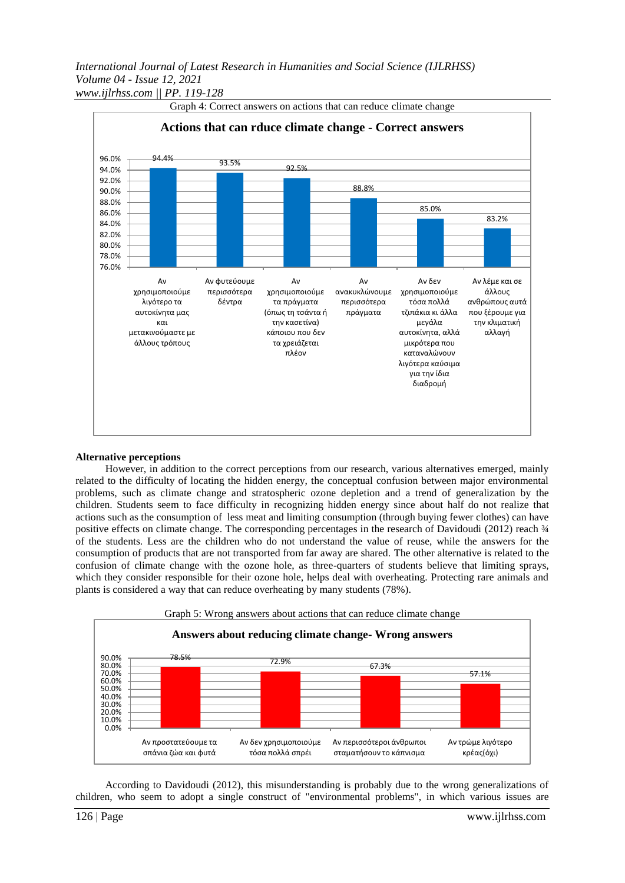Graph 4: Correct answers on actions that can reduce climate change

**Actions that can rduce climate change - Correct answers**

| Action | Correct answers |
|---|---|
| Αν χρησιμοποιούμε λιγότερο τα αυτοκίνητα μας και μετακινούμαστε με άλλους τρόπους | 94.4% |
| Αν φυτεύουμε περισσότερα δέντρα | 93.5% |
| Αν χρησιμοποιούμε τα πράγματα (όπως τη τσάντα ή την κασετίνα) κάποιου που δεν τα χρειάζεται πλέον | 92.5% |
| Αν ανακυκλώνουμε περισσότερα πράγματα | 88.8% |
| Αν δεν χρησιμοποιούμε τόσα πολλά τζιπάκια κι άλλα μεγάλα αυτοκίνητα, αλλά μικρότερα που καταναλώνουν λιγότερα καύσιμα για την ίδια διαδρομή | 85.0% |
| Αν λέμε και σε άλλους ανθρώπους αυτά που ξέρουμε για την κλιματική αλλαγή | 83.2% |

**Alternative perceptions**

However, in addition to the correct perceptions from our research, various alternatives emerged, mainly related to the difficulty of locating the hidden energy, the conceptual confusion between major environmental problems, such as climate change and stratospheric ozone depletion and a trend of generalization by the children. Students seem to face difficulty in recognizing hidden energy since about half do not realize that actions such as the consumption of less meat and limiting consumption (through buying fewer clothes) can have positive effects on climate change. The corresponding percentages in the research of Davidoudi (2012) reach ¾ of the students. Less are the children who do not understand the value of reuse, while the answers for the consumption of products that are not transported from far away are shared. The other alternative is related to the confusion of climate change with the ozone hole, as three-quarters of students believe that limiting sprays, which they consider responsible for their ozone hole, helps deal with overheating. Protecting rare animals and plants is considered a way that can reduce overheating by many students (78%).

Graph 5: Wrong answers about actions that can reduce climate change

**Answers about reducing climate change- Wrong answers**

| Action | Wrong answers |
|---|---|
| Αν προστατεύουμε τα σπάνια ζώα και φυτά | 78.5% |
| Αν δεν χρησιμοποιούμε τόσα πολλά σπρέι | 72.9% |
| Αν περισσότεροι άνθρωποι σταματήσουν το κάπνισμα | 67.3% |
| Αν τρώμε λιγότερο κρέας(όχι) | 57.1% |

According to Davidoudi (2012), this misunderstanding is probably due to the wrong generalizations of children, who seem to adopt a single construct of "environmental problems", in which various issues are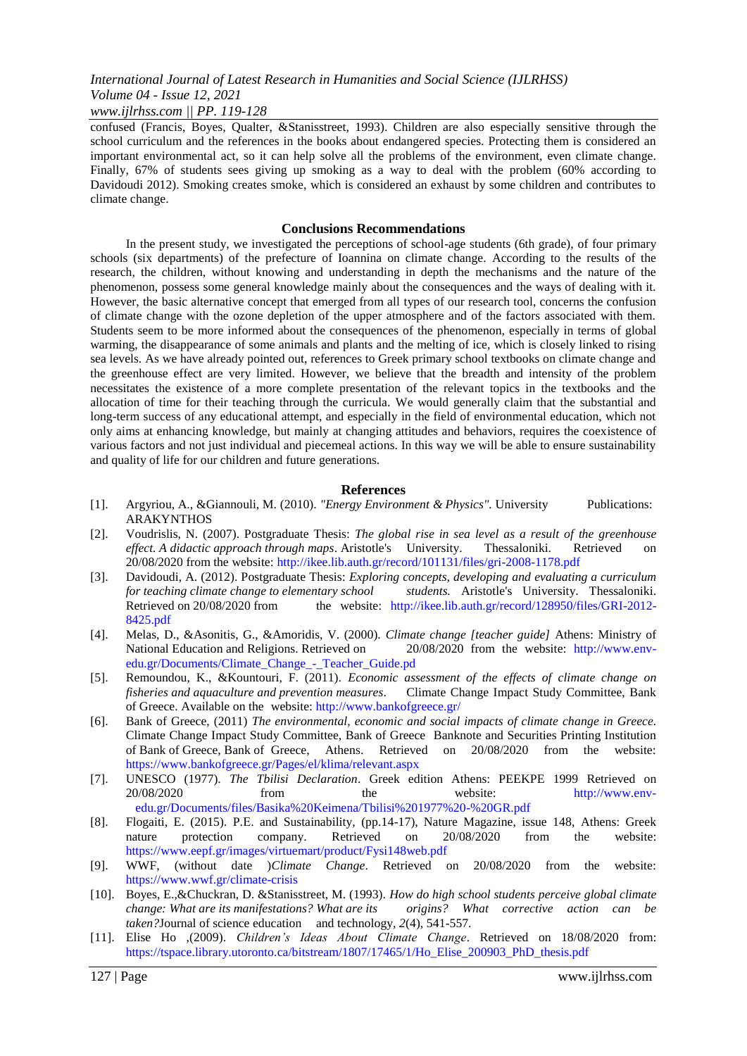confused (Francis, Boyes, Qualter, &Stanisstreet, 1993). Children are also especially sensitive through the school curriculum and the references in the books about endangered species. Protecting them is considered an important environmental act, so it can help solve all the problems of the environment, even climate change. Finally, 67% of students sees giving up smoking as a way to deal with the problem (60% according to Davidoudi 2012). Smoking creates smoke, which is considered an exhaust by some children and contributes to climate change.

## Conclusions Recommendations

In the present study, we investigated the perceptions of school-age students (6th grade), of four primary schools (six departments) of the prefecture of Ioannina on climate change. According to the results of the research, the children, without knowing and understanding in depth the mechanisms and the nature of the phenomenon, possess some general knowledge mainly about the consequences and the ways of dealing with it. However, the basic alternative concept that emerged from all types of our research tool, concerns the confusion of climate change with the ozone depletion of the upper atmosphere and of the factors associated with them. Students seem to be more informed about the consequences of the phenomenon, especially in terms of global warming, the disappearance of some animals and plants and the melting of ice, which is closely linked to rising sea levels. As we have already pointed out, references to Greek primary school textbooks on climate change and the greenhouse effect are very limited. However, we believe that the breadth and intensity of the problem necessitates the existence of a more complete presentation of the relevant topics in the textbooks and the allocation of time for their teaching through the curricula. We would generally claim that the substantial and long-term success of any educational attempt, and especially in the field of environmental education, which not only aims at enhancing knowledge, but mainly at changing attitudes and behaviors, requires the coexistence of various factors and not just individual and piecemeal actions. In this way we will be able to ensure sustainability and quality of life for our children and future generations.

## References

[1]. Argyriou, A., &Giannouli, M. (2010). *"Energy Environment & Physics"*. University Publications: ARAKYNTHOS

[2]. Voudrislis, N. (2007). Postgraduate Thesis: *The global rise in sea level as a result of the greenhouse effect. A didactic approach through maps*. Aristotle's University. Thessaloniki. Retrieved on 20/08/2020 from the website: http://ikee.lib.auth.gr/record/101131/files/gri-2008-1178.pdf

[3]. Davidoudi, A. (2012). Postgraduate Thesis: *Exploring concepts, developing and evaluating a curriculum for teaching climate change to elementary school students.* Aristotle's University. Thessaloniki. Retrieved on 20/08/2020 from the website: http://ikee.lib.auth.gr/record/128950/files/GRI-2012-8425.pdf

[4]. Melas, D., &Asonitis, G., &Amoridis, V. (2000). *Climate change [teacher guide]* Athens: Ministry of National Education and Religions. Retrieved on 20/08/2020 from the website: http://www.env-edu.gr/Documents/Climate_Change_-_Teacher_Guide.pd

[5]. Remoundou, K., &Kountouri, F. (2011). *Economic assessment of the effects of climate change on fisheries and aquaculture and prevention measures*. Climate Change Impact Study Committee, Bank of Greece. Available on the website: http://www.bankofgreece.gr/

[6]. Bank of Greece, (2011) *The environmental, economic and social impacts of climate change in Greece.* Climate Change Impact Study Committee, Bank of Greece Banknote and Securities Printing Institution of Bank of Greece, Bank of Greece, Athens. Retrieved on 20/08/2020 from the website: https://www.bankofgreece.gr/Pages/el/klima/relevant.aspx

[7]. UNESCO (1977). *The Tbilisi Declaration*. Greek edition Athens: PEEKPE 1999 Retrieved on 20/08/2020 from the website: http://www.env-edu.gr/Documents/files/Basika%20Keimena/Tbilisi%201977%20-%20GR.pdf

[8]. Flogaiti, E. (2015). P.E. and Sustainability, (pp.14-17), Nature Magazine, issue 148, Athens: Greek nature protection company. Retrieved on 20/08/2020 from the website: https://www.eepf.gr/images/virtuemart/product/Fysi148web.pdf

[9]. WWF, (without date )*Climate Change*. Retrieved on 20/08/2020 from the website: https://www.wwf.gr/climate-crisis

[10]. Boyes, E.,&Chuckran, D. &Stanisstreet, M. (1993). *How do high school students perceive global climate change: What are its manifestations? What are its origins? What corrective action can be taken?*Journal of science education and technology, *2*(4), 541-557.

[11]. Elise Ho ,(2009). *Children's Ideas About Climate Change*. Retrieved on 18/08/2020 from: https://tspace.library.utoronto.ca/bitstream/1807/17465/1/Ho_Elise_200903_PhD_thesis.pdf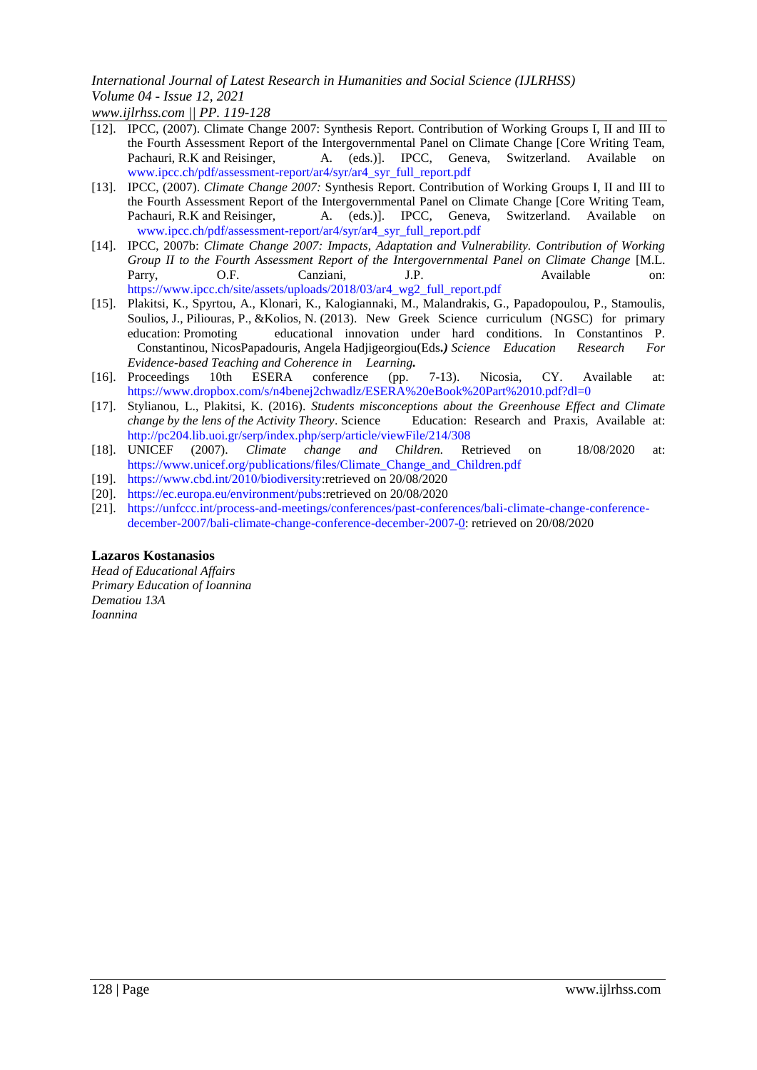[12]. IPCC, (2007). Climate Change 2007: Synthesis Report. Contribution of Working Groups I, II and III to the Fourth Assessment Report of the Intergovernmental Panel on Climate Change [Core Writing Team, Pachauri, R.K and Reisinger, A. (eds.)]. IPCC, Geneva, Switzerland. Available on www.ipcc.ch/pdf/assessment-report/ar4/syr/ar4_syr_full_report.pdf

[13]. IPCC, (2007). *Climate Change 2007:* Synthesis Report. Contribution of Working Groups I, II and III to the Fourth Assessment Report of the Intergovernmental Panel on Climate Change [Core Writing Team, Pachauri, R.K and Reisinger, A. (eds.)]. IPCC, Geneva, Switzerland. Available on www.ipcc.ch/pdf/assessment-report/ar4/syr/ar4_syr_full_report.pdf

[14]. IPCC, 2007b: *Climate Change 2007: Impacts, Adaptation and Vulnerability. Contribution of Working Group II to the Fourth Assessment Report of the Intergovernmental Panel on Climate Change* [M.L. Parry, O.F. Canziani, J.P. Available on: https://www.ipcc.ch/site/assets/uploads/2018/03/ar4_wg2_full_report.pdf

[15]. Plakitsi, K., Spyrtou, A., Klonari, K., Kalogiannaki, M., Malandrakis, G., Papadopoulou, P., Stamoulis, Soulios, J., Piliouras, P., &Kolios, N. (2013). New Greek Science curriculum (NGSC) for primary education: Promoting educational innovation under hard conditions. In Constantinos P. Constantinou, NicosPapadouris, Angela Hadjigeorgiou(Eds*.) Science Education Research For Evidence-based Teaching and Coherence in Learning.*

[16]. Proceedings 10th ESERA conference (pp. 7-13). Nicosia, CY. Available at: https://www.dropbox.com/s/n4benej2chwadlz/ESERA%20eBook%20Part%2010.pdf?dl=0

[17]. Stylianou, L., Plakitsi, K. (2016). *Students misconceptions about the Greenhouse Effect and Climate change by the lens of the Activity Theory*. Science Education: Research and Praxis, Available at: http://pc204.lib.uoi.gr/serp/index.php/serp/article/viewFile/214/308

[18]. UNICEF (2007). *Climate change and Children.* Retrieved on 18/08/2020 at: https://www.unicef.org/publications/files/Climate_Change_and_Children.pdf

[19]. https://www.cbd.int/2010/biodiversity:retrieved on 20/08/2020

[20]. https://ec.europa.eu/environment/pubs:retrieved on 20/08/2020

[21]. https://unfccc.int/process-and-meetings/conferences/past-conferences/bali-climate-change-conference-december-2007/bali-climate-change-conference-december-2007-0: retrieved on 20/08/2020

**Lazaros Kostanasios**
*Head of Educational Affairs*
*Primary Education of Ioannina*
*Dematiou 13A*
*Ioannina*